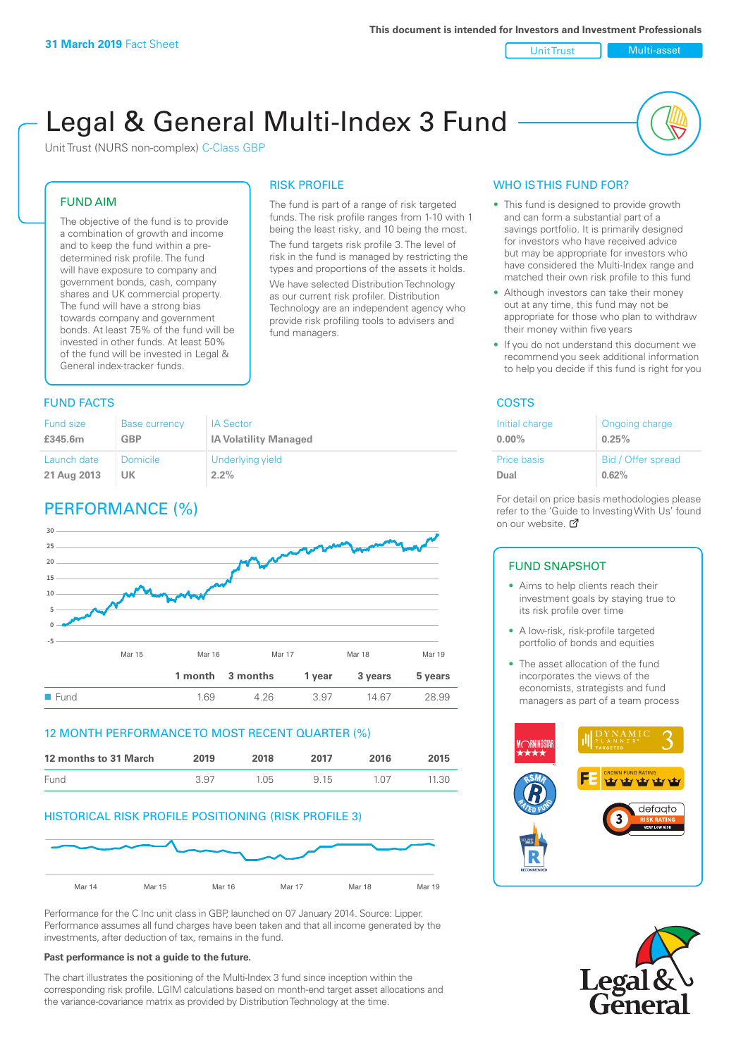**31 March 2019** Fact Sheet

This document is intended for Investors and Investment Professionals

Unit Trust | Multi-asset

# Legal & General Multi-Index 3 Fund

Unit Trust (NURS non-complex) C-Class GBP

## FUND AIM

The objective of the fund is to provide a combination of growth and income and to keep the fund within a pre-determined risk profile. The fund will have exposure to company and government bonds, cash, company shares and UK commercial property. The fund will have a strong bias towards company and government bonds. At least 75% of the fund will be invested in other funds. At least 50% of the fund will be invested in Legal & General index-tracker funds.

## RISK PROFILE

The fund is part of a range of risk targeted funds. The risk profile ranges from 1-10 with 1 being the least risky, and 10 being the most.

The fund targets risk profile 3. The level of risk in the fund is managed by restricting the types and proportions of the assets it holds.

We have selected Distribution Technology as our current risk profiler. Distribution Technology are an independent agency who provide risk profiling tools to advisers and fund managers.

## WHO IS THIS FUND FOR?

- This fund is designed to provide growth and can form a substantial part of a savings portfolio. It is primarily designed for investors who have received advice but may be appropriate for investors who have considered the Multi-Index range and matched their own risk profile to this fund
- Although investors can take their money out at any time, this fund may not be appropriate for those who plan to withdraw their money within five years
- If you do not understand this document we recommend you seek additional information to help you decide if this fund is right for you

## FUND FACTS

| Fund size | Base currency | IA Sector |
|---|---|---|
| **£345.6m** | **GBP** | **IA Volatility Managed** |
| Launch date | Domicile | Underlying yield |
| **21 Aug 2013** | **UK** | **2.2%** |

## COSTS

| Initial charge | Ongoing charge |
|---|---|
| **0.00%** | **0.25%** |
| Price basis | Bid / Offer spread |
| **Dual** | **0.62%** |

For detail on price basis methodologies please refer to the 'Guide to Investing With Us' found on our website.

## PERFORMANCE (%)

| | 1 month | 3 months | 1 year | 3 years | 5 years |
|---|---|---|---|---|---|
| Fund | 1.69 | 4.26 | 3.97 | 14.67 | 28.99 |

## 12 MONTH PERFORMANCE TO MOST RECENT QUARTER (%)

| 12 months to 31 March | 2019 | 2018 | 2017 | 2016 | 2015 |
|---|---|---|---|---|---|
| Fund | 3.97 | 1.05 | 9.15 | 1.07 | 11.30 |

## HISTORICAL RISK PROFILE POSITIONING (RISK PROFILE 3)

Performance for the C Inc unit class in GBP, launched on 07 January 2014. Source: Lipper. Performance assumes all fund charges have been taken and that all income generated by the investments, after deduction of tax, remains in the fund.

**Past performance is not a guide to the future.**

The chart illustrates the positioning of the Multi-Index 3 fund since inception within the corresponding risk profile. LGIM calculations based on month-end target asset allocations and the variance-covariance matrix as provided by Distribution Technology at the time.

## FUND SNAPSHOT

- Aims to help clients reach their investment goals by staying true to its risk profile over time
- A low-risk, risk-profile targeted portfolio of bonds and equities
- The asset allocation of the fund incorporates the views of the economists, strategists and fund managers as part of a team process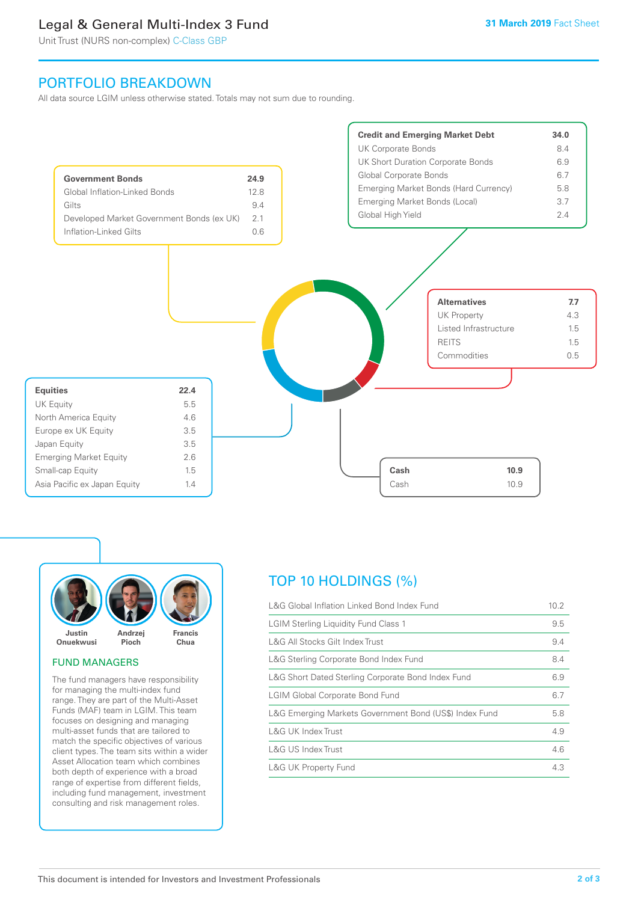# Legal & General Multi-Index 3 Fund

Unit Trust (NURS non-complex) C-Class GBP

31 March 2019 Fact Sheet

## PORTFOLIO BREAKDOWN

All data source LGIM unless otherwise stated. Totals may not sum due to rounding.

| Government Bonds | 24.9 |
| --- | --- |
| Global Inflation-Linked Bonds | 12.8 |
| Gilts | 9.4 |
| Developed Market Government Bonds (ex UK) | 2.1 |
| Inflation-Linked Gilts | 0.6 |

| Credit and Emerging Market Debt | 34.0 |
| --- | --- |
| UK Corporate Bonds | 8.4 |
| UK Short Duration Corporate Bonds | 6.9 |
| Global Corporate Bonds | 6.7 |
| Emerging Market Bonds (Hard Currency) | 5.8 |
| Emerging Market Bonds (Local) | 3.7 |
| Global High Yield | 2.4 |

| Alternatives | 7.7 |
| --- | --- |
| UK Property | 4.3 |
| Listed Infrastructure | 1.5 |
| REITS | 1.5 |
| Commodities | 0.5 |

| Equities | 22.4 |
| --- | --- |
| UK Equity | 5.5 |
| North America Equity | 4.6 |
| Europe ex UK Equity | 3.5 |
| Japan Equity | 3.5 |
| Emerging Market Equity | 2.6 |
| Small-cap Equity | 1.5 |
| Asia Pacific ex Japan Equity | 1.4 |

| Cash | 10.9 |
| --- | --- |
| Cash | 10.9 |

Justin Onuekwusi, Andrzej Pioch, Francis Chua

### FUND MANAGERS

The fund managers have responsibility for managing the multi-index fund range. They are part of the Multi-Asset Funds (MAF) team in LGIM. This team focuses on designing and managing multi-asset funds that are tailored to match the specific objectives of various client types. The team sits within a wider Asset Allocation team which combines both depth of experience with a broad range of expertise from different fields, including fund management, investment consulting and risk management roles.

## TOP 10 HOLDINGS (%)

| Holding | % |
| --- | --- |
| L&G Global Inflation Linked Bond Index Fund | 10.2 |
| LGIM Sterling Liquidity Fund Class 1 | 9.5 |
| L&G All Stocks Gilt Index Trust | 9.4 |
| L&G Sterling Corporate Bond Index Fund | 8.4 |
| L&G Short Dated Sterling Corporate Bond Index Fund | 6.9 |
| LGIM Global Corporate Bond Fund | 6.7 |
| L&G Emerging Markets Government Bond (US$) Index Fund | 5.8 |
| L&G UK Index Trust | 4.9 |
| L&G US Index Trust | 4.6 |
| L&G UK Property Fund | 4.3 |

This document is intended for Investors and Investment Professionals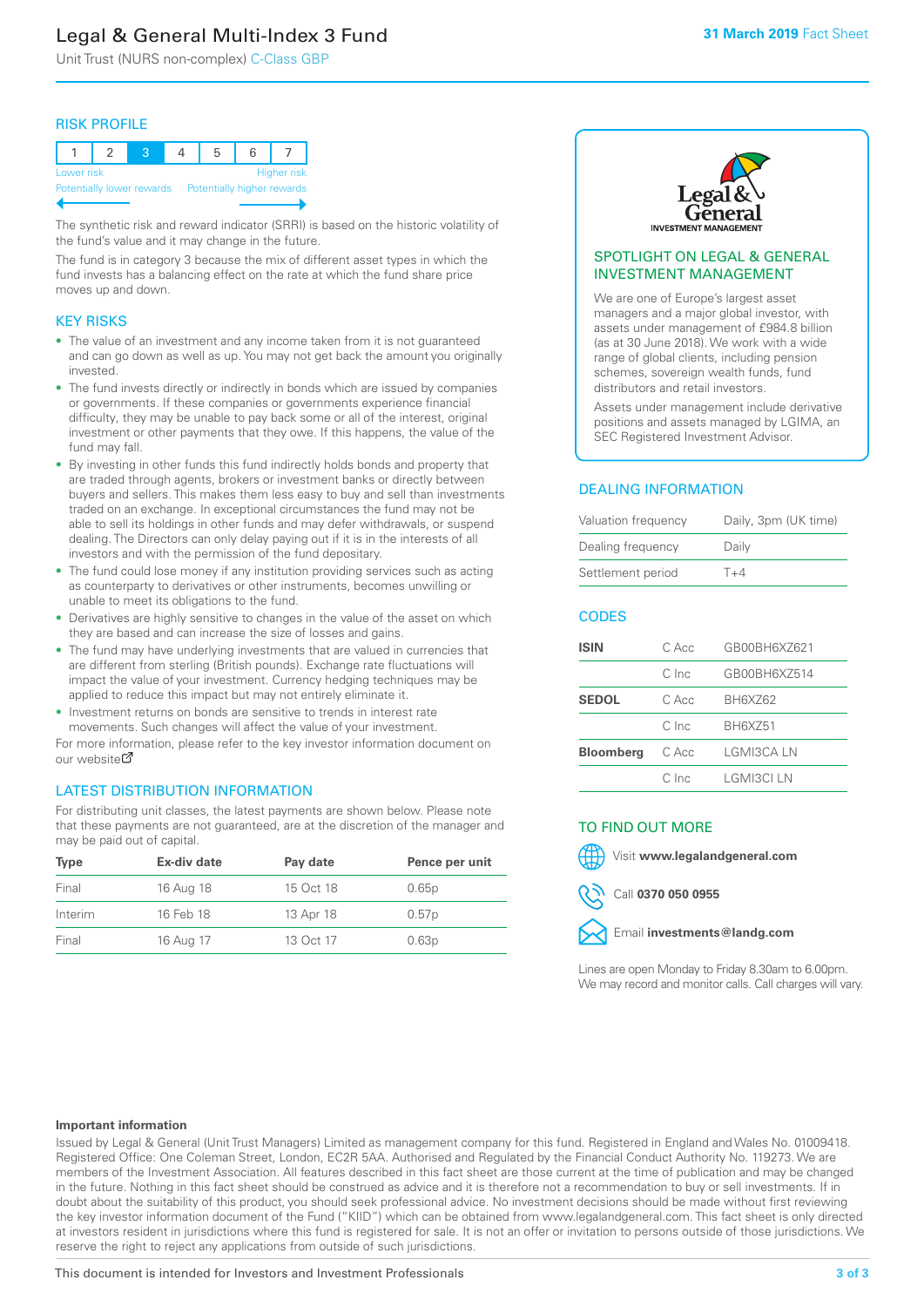# Legal & General Multi-Index 3 Fund

Unit Trust (NURS non-complex) C-Class GBP

**31 March 2019** Fact Sheet

## RISK PROFILE

| 1 | 2 | 3 | 4 | 5 | 6 | 7 |
|---|---|---|---|---|---|---|

Lower risk — Higher risk

Potentially lower rewards — Potentially higher rewards

The synthetic risk and reward indicator (SRRI) is based on the historic volatility of the fund's value and it may change in the future.

The fund is in category 3 because the mix of different asset types in which the fund invests has a balancing effect on the rate at which the fund share price moves up and down.

## KEY RISKS

- The value of an investment and any income taken from it is not guaranteed and can go down as well as up. You may not get back the amount you originally invested.
- The fund invests directly or indirectly in bonds which are issued by companies or governments. If these companies or governments experience financial difficulty, they may be unable to pay back some or all of the interest, original investment or other payments that they owe. If this happens, the value of the fund may fall.
- By investing in other funds this fund indirectly holds bonds and property that are traded through agents, brokers or investment banks or directly between buyers and sellers. This makes them less easy to buy and sell than investments traded on an exchange. In exceptional circumstances the fund may not be able to sell its holdings in other funds and may defer withdrawals, or suspend dealing. The Directors can only delay paying out if it is in the interests of all investors and with the permission of the fund depositary.
- The fund could lose money if any institution providing services such as acting as counterparty to derivatives or other instruments, becomes unwilling or unable to meet its obligations to the fund.
- Derivatives are highly sensitive to changes in the value of the asset on which they are based and can increase the size of losses and gains.
- The fund may have underlying investments that are valued in currencies that are different from sterling (British pounds). Exchange rate fluctuations will impact the value of your investment. Currency hedging techniques may be applied to reduce this impact but may not entirely eliminate it.
- Investment returns on bonds are sensitive to trends in interest rate movements. Such changes will affect the value of your investment.

For more information, please refer to the key investor information document on our website

## LATEST DISTRIBUTION INFORMATION

For distributing unit classes, the latest payments are shown below. Please note that these payments are not guaranteed, are at the discretion of the manager and may be paid out of capital.

| Type | Ex-div date | Pay date | Pence per unit |
|---|---|---|---|
| Final | 16 Aug 18 | 15 Oct 18 | 0.65p |
| Interim | 16 Feb 18 | 13 Apr 18 | 0.57p |
| Final | 16 Aug 17 | 13 Oct 17 | 0.63p |

## SPOTLIGHT ON LEGAL & GENERAL INVESTMENT MANAGEMENT

We are one of Europe's largest asset managers and a major global investor, with assets under management of £984.8 billion (as at 30 June 2018). We work with a wide range of global clients, including pension schemes, sovereign wealth funds, fund distributors and retail investors.

Assets under management include derivative positions and assets managed by LGIMA, an SEC Registered Investment Advisor.

## DEALING INFORMATION

| | |
|---|---|
| Valuation frequency | Daily, 3pm (UK time) |
| Dealing frequency | Daily |
| Settlement period | T+4 |

## CODES

| | | |
|---|---|---|
| **ISIN** | C Acc | GB00BH6XZ621 |
| | C Inc | GB00BH6XZ514 |
| **SEDOL** | C Acc | BH6XZ62 |
| | C Inc | BH6XZ51 |
| **Bloomberg** | C Acc | LGMI3CA LN |
| | C Inc | LGMI3CI LN |

## TO FIND OUT MORE

Visit **www.legalandgeneral.com**

Call **0370 050 0955**

Email **investments@landg.com**

Lines are open Monday to Friday 8.30am to 6.00pm. We may record and monitor calls. Call charges will vary.

**Important information**

Issued by Legal & General (Unit Trust Managers) Limited as management company for this fund. Registered in England and Wales No. 01009418. Registered Office: One Coleman Street, London, EC2R 5AA. Authorised and Regulated by the Financial Conduct Authority No. 119273. We are members of the Investment Association. All features described in this fact sheet are those current at the time of publication and may be changed in the future. Nothing in this fact sheet should be construed as advice and it is therefore not a recommendation to buy or sell investments. If in doubt about the suitability of this product, you should seek professional advice. No investment decisions should be made without first reviewing the key investor information document of the Fund ("KIID") which can be obtained from www.legalandgeneral.com. This fact sheet is only directed at investors resident in jurisdictions where this fund is registered for sale. It is not an offer or invitation to persons outside of those jurisdictions. We reserve the right to reject any applications from outside of such jurisdictions.

This document is intended for Investors and Investment Professionals